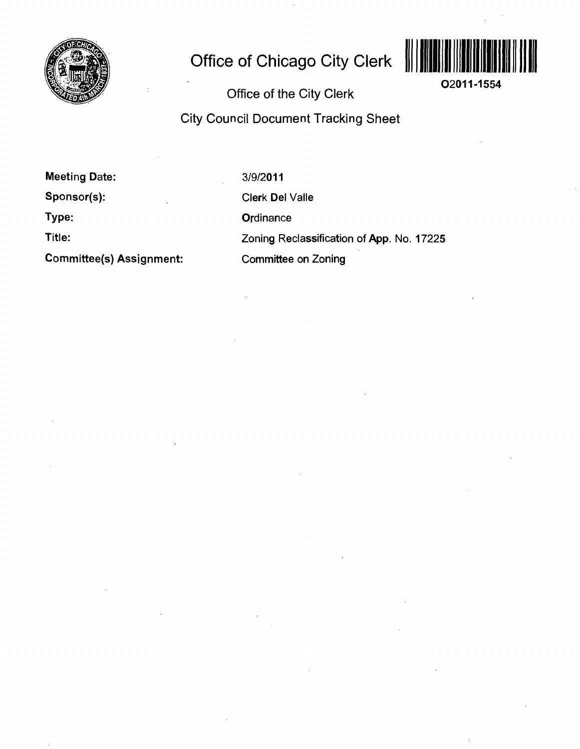# Office of Chicago City Clerk

O2011-1554

## Office of the City Clerk

## City Council Document Tracking Sheet

| | |
|---|---|
| **Meeting Date:** | 3/9/2011 |
| **Sponsor(s):** | Clerk Del Valle |
| **Type:** | Ordinance |
| **Title:** | Zoning Reclassification of App. No. 17225 |
| **Committee(s) Assignment:** | Committee on Zoning |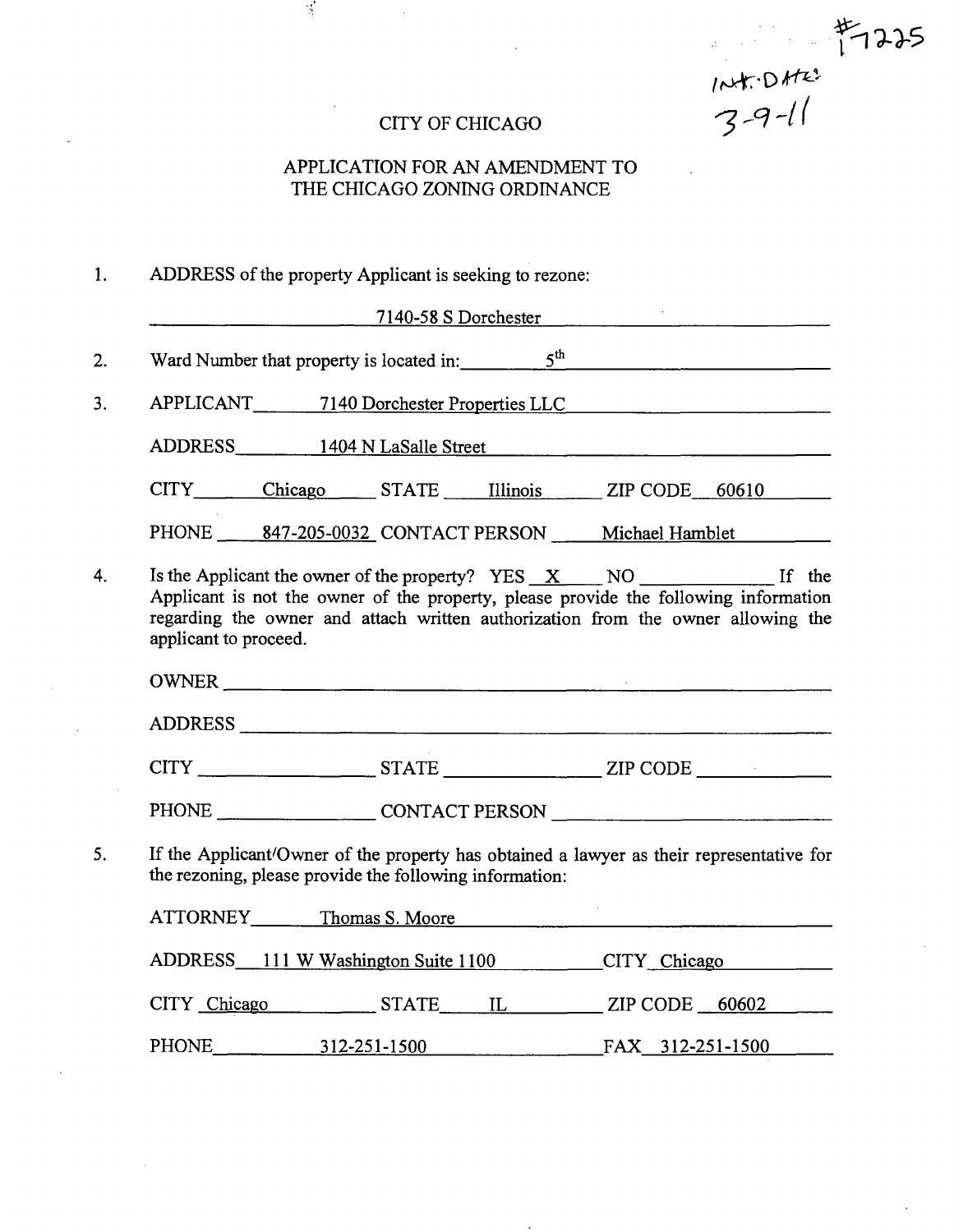#17225

INT. DATE: 3-9-11

# CITY OF CHICAGO

## APPLICATION FOR AN AMENDMENT TO THE CHICAGO ZONING ORDINANCE

1. ADDRESS of the property Applicant is seeking to rezone:

   7140-58 S Dorchester

2. Ward Number that property is located in: 5th

3. APPLICANT 7140 Dorchester Properties LLC

   ADDRESS 1404 N LaSalle Street

   CITY Chicago STATE Illinois ZIP CODE 60610

   PHONE 847-205-0032 CONTACT PERSON Michael Hamblet

4. Is the Applicant the owner of the property? YES X NO ______ If the Applicant is not the owner of the property, please provide the following information regarding the owner and attach written authorization from the owner allowing the applicant to proceed.

   OWNER ______

   ADDRESS ______

   CITY ______ STATE ______ ZIP CODE ______

   PHONE ______ CONTACT PERSON ______

5. If the Applicant/Owner of the property has obtained a lawyer as their representative for the rezoning, please provide the following information:

   ATTORNEY Thomas S. Moore

   ADDRESS 111 W Washington Suite 1100 CITY Chicago

   CITY Chicago STATE IL ZIP CODE 60602

   PHONE 312-251-1500 FAX 312-251-1500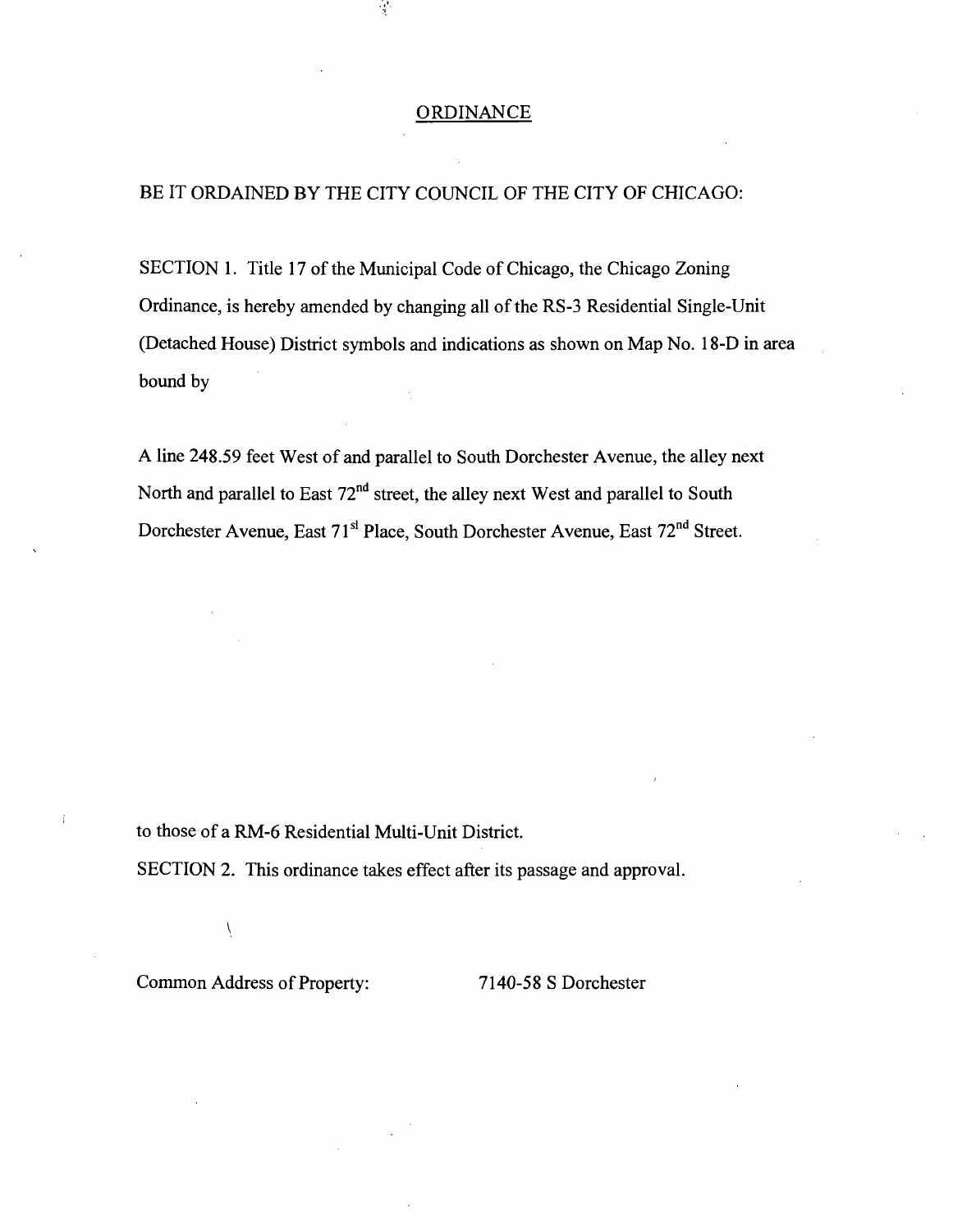# ORDINANCE

BE IT ORDAINED BY THE CITY COUNCIL OF THE CITY OF CHICAGO:

SECTION 1. Title 17 of the Municipal Code of Chicago, the Chicago Zoning Ordinance, is hereby amended by changing all of the RS-3 Residential Single-Unit (Detached House) District symbols and indications as shown on Map No. 18-D in area bound by

A line 248.59 feet West of and parallel to South Dorchester Avenue, the alley next North and parallel to East 72nd street, the alley next West and parallel to South Dorchester Avenue, East 71st Place, South Dorchester Avenue, East 72nd Street.

to those of a RM-6 Residential Multi-Unit District.

SECTION 2. This ordinance takes effect after its passage and approval.

Common Address of Property: 7140-58 S Dorchester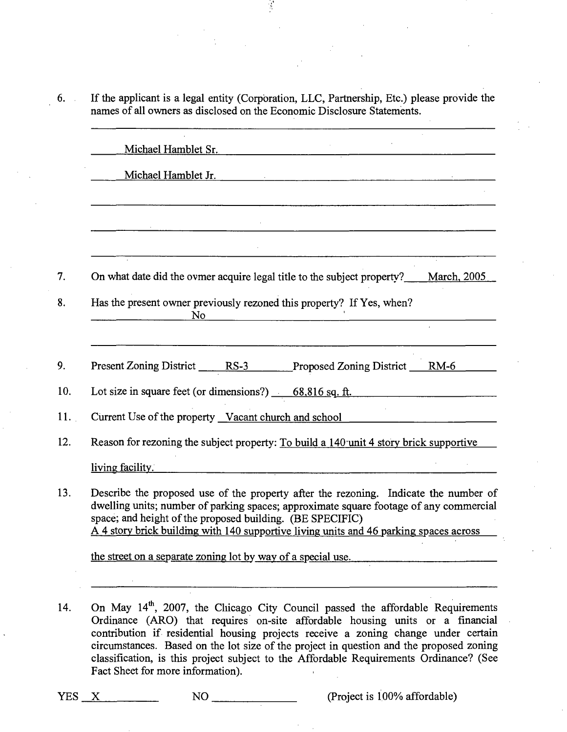6. If the applicant is a legal entity (Corporation, LLC, Partnership, Etc.) please provide the names of all owners as disclosed on the Economic Disclosure Statements.

   Michael Hamblet Sr.

   Michael Hamblet Jr.

7. On what date did the ovmer acquire legal title to the subject property? March, 2005

8. Has the present owner previously rezoned this property? If Yes, when?
   No

9. Present Zoning District RS-3 Proposed Zoning District RM-6

10. Lot size in square feet (or dimensions?) 68,816 sq. ft.

11. Current Use of the property Vacant church and school

12. Reason for rezoning the subject property: To build a 140 unit 4 story brick supportive living facility.

13. Describe the proposed use of the property after the rezoning. Indicate the number of dwelling units; number of parking spaces; approximate square footage of any commercial space; and height of the proposed building. (BE SPECIFIC)
    A 4 story brick building with 140 supportive living units and 46 parking spaces across the street on a separate zoning lot by way of a special use.

14. On May 14th, 2007, the Chicago City Council passed the affordable Requirements Ordinance (ARO) that requires on-site affordable housing units or a financial contribution if residential housing projects receive a zoning change under certain circumstances. Based on the lot size of the project in question and the proposed zoning classification, is this project subject to the Affordable Requirements Ordinance? (See Fact Sheet for more information).

YES X NO ______ (Project is 100% affordable)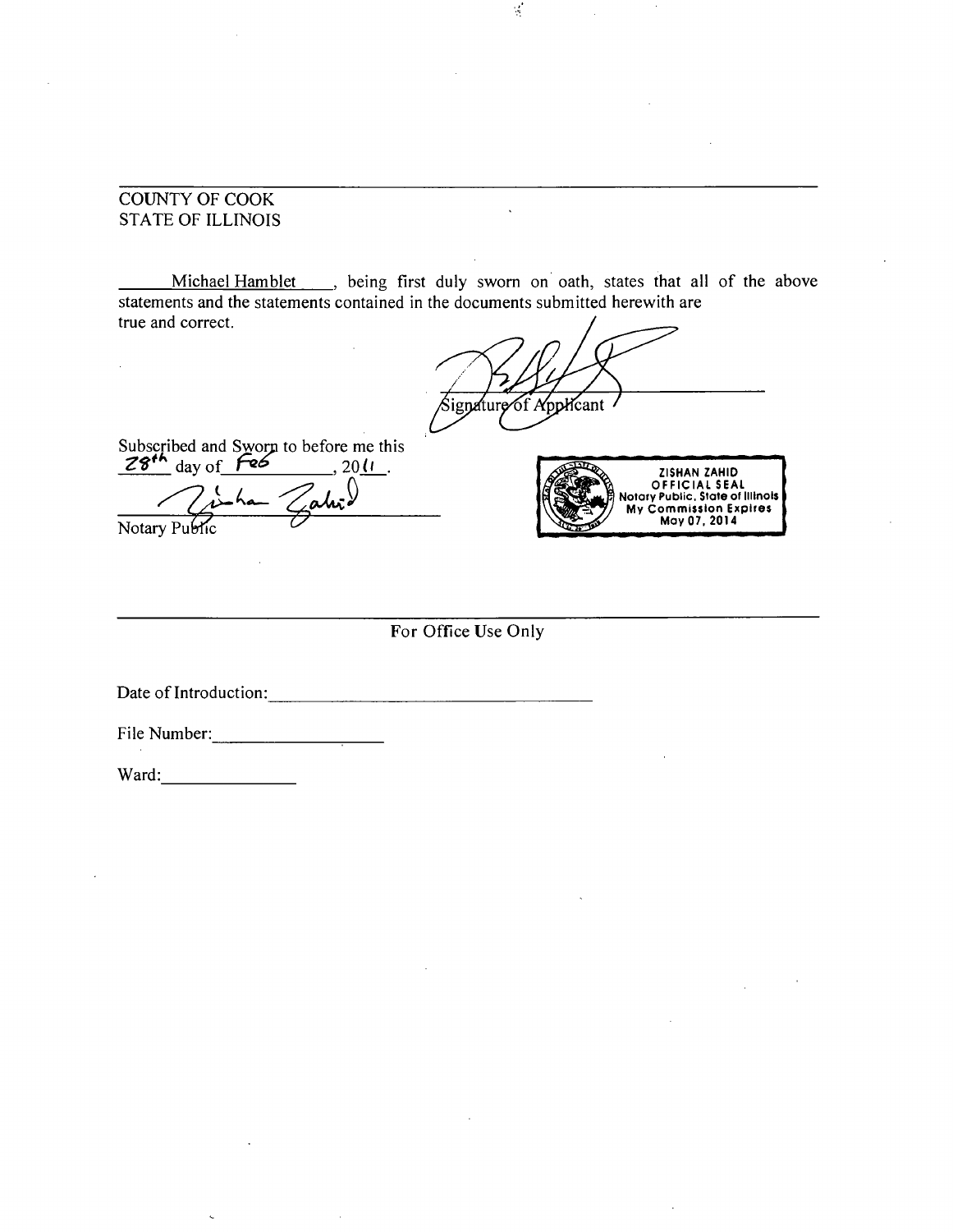COUNTY OF COOK
STATE OF ILLINOIS

Michael Hamblet, being first duly sworn on oath, states that all of the above statements and the statements contained in the documents submitted herewith are true and correct.

Signature of Applicant

Subscribed and Sworn to before me this 28th day of Feb, 2011.

Notary Public

ZISHAN ZAHID
OFFICIAL SEAL
Notary Public, State of Illinois
My Commission Expires
May 07, 2014

For Office Use Only

Date of Introduction: ____________________

File Number: ____________

Ward: __________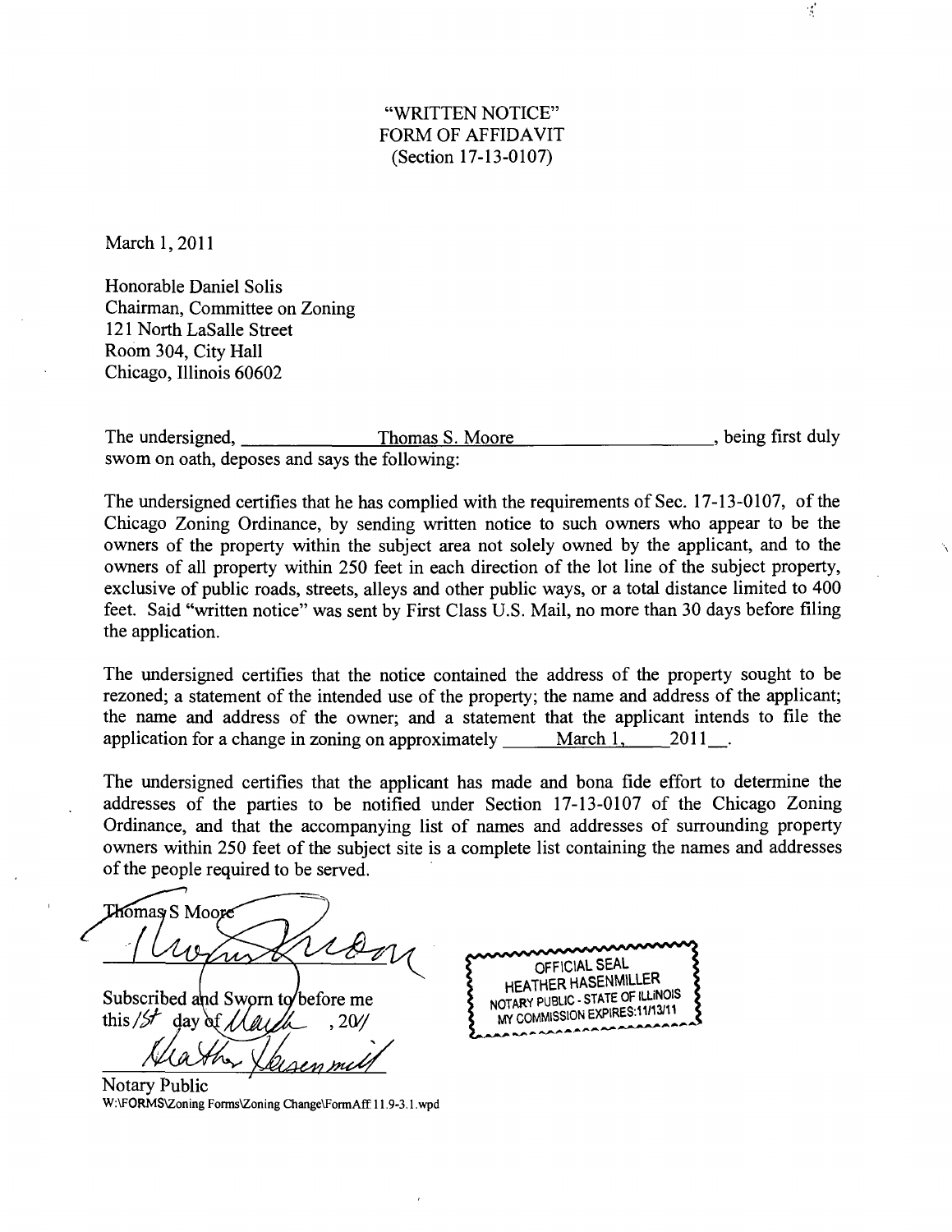"WRITTEN NOTICE"
FORM OF AFFIDAVIT
(Section 17-13-0107)

March 1, 2011

Honorable Daniel Solis
Chairman, Committee on Zoning
121 North LaSalle Street
Room 304, City Hall
Chicago, Illinois 60602

The undersigned, Thomas S. Moore, being first duly sworn on oath, deposes and says the following:

The undersigned certifies that he has complied with the requirements of Sec. 17-13-0107, of the Chicago Zoning Ordinance, by sending written notice to such owners who appear to be the owners of the property within the subject area not solely owned by the applicant, and to the owners of all property within 250 feet in each direction of the lot line of the subject property, exclusive of public roads, streets, alleys and other public ways, or a total distance limited to 400 feet. Said "written notice" was sent by First Class U.S. Mail, no more than 30 days before filing the application.

The undersigned certifies that the notice contained the address of the property sought to be rezoned; a statement of the intended use of the property; the name and address of the applicant; the name and address of the owner; and a statement that the applicant intends to file the application for a change in zoning on approximately March 1, 2011.

The undersigned certifies that the applicant has made and bona fide effort to determine the addresses of the parties to be notified under Section 17-13-0107 of the Chicago Zoning Ordinance, and that the accompanying list of names and addresses of surrounding property owners within 250 feet of the subject site is a complete list containing the names and addresses of the people required to be served.

Thomas S Moore

Subscribed and Sworn to before me this 1st day of March, 2011

Notary Public

OFFICIAL SEAL
HEATHER HASENMILLER
NOTARY PUBLIC - STATE OF ILLINOIS
MY COMMISSION EXPIRES:11/13/11

W:\FORMS\Zoning Forms\Zoning Change\FormAff 11.9-3.1.wpd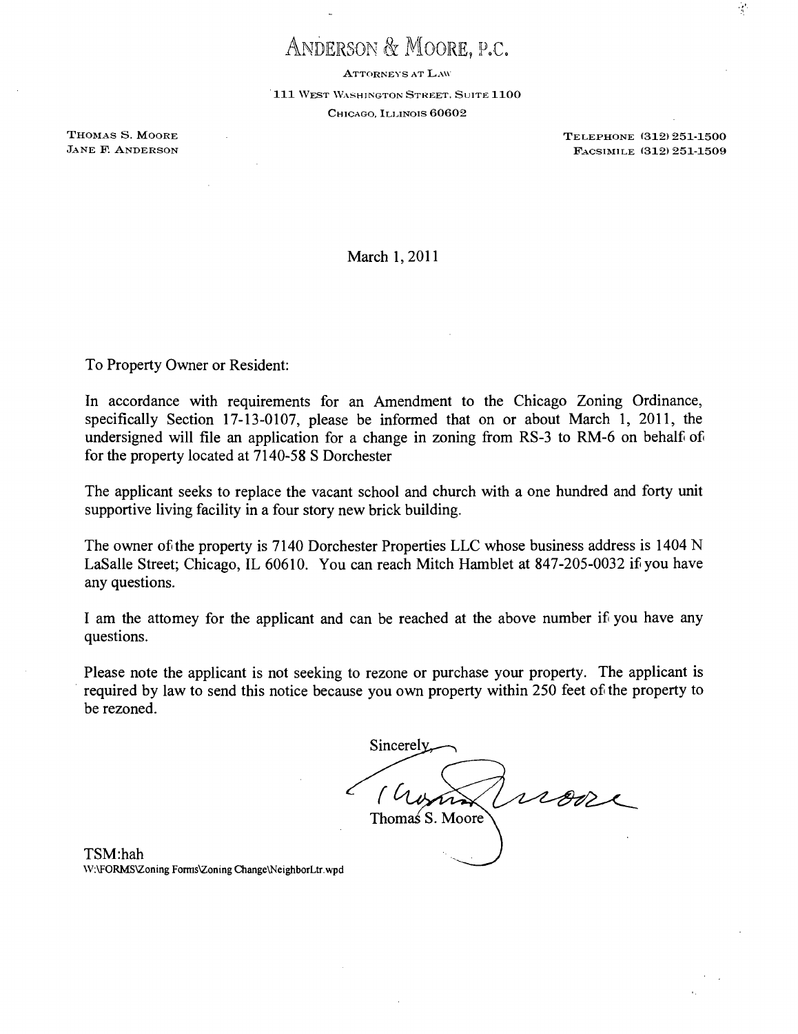# Anderson & Moore, P.C.

Attorneys at Law

111 West Washington Street, Suite 1100

Chicago, Illinois 60602

Thomas S. Moore
Jane F. Anderson

Telephone (312) 251-1500
Facsimile (312) 251-1509

March 1, 2011

To Property Owner or Resident:

In accordance with requirements for an Amendment to the Chicago Zoning Ordinance, specifically Section 17-13-0107, please be informed that on or about March 1, 2011, the undersigned will file an application for a change in zoning from RS-3 to RM-6 on behalf of for the property located at 7140-58 S Dorchester

The applicant seeks to replace the vacant school and church with a one hundred and forty unit supportive living facility in a four story new brick building.

The owner of the property is 7140 Dorchester Properties LLC whose business address is 1404 N LaSalle Street; Chicago, IL 60610. You can reach Mitch Hamblet at 847-205-0032 if you have any questions.

I am the attorney for the applicant and can be reached at the above number if you have any questions.

Please note the applicant is not seeking to rezone or purchase your property. The applicant is required by law to send this notice because you own property within 250 feet of the property to be rezoned.

Sincerely,

Thomas S. Moore

TSM:hah
W:\FORMS\Zoning Forms\Zoning Change\NeighborLtr.wpd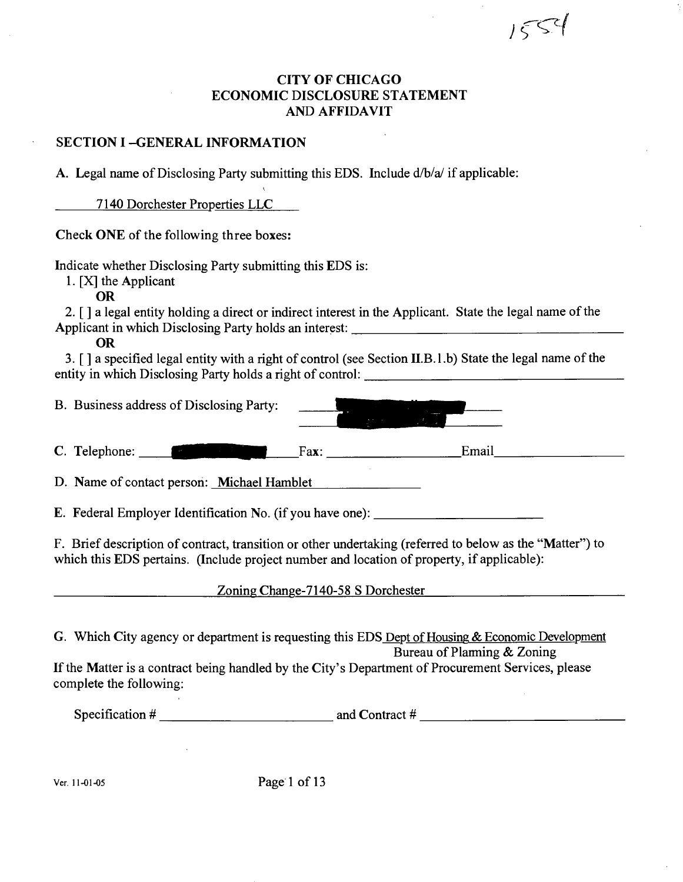1554

# CITY OF CHICAGO
# ECONOMIC DISCLOSURE STATEMENT AND AFFIDAVIT

## SECTION I –GENERAL INFORMATION

A. Legal name of Disclosing Party submitting this EDS. Include d/b/a/ if applicable:

7140 Dorchester Properties LLC

Check **ONE** of the following three boxes:

Indicate whether Disclosing Party submitting this EDS is:

1. [X] the Applicant

**OR**

2. [ ] a legal entity holding a direct or indirect interest in the Applicant. State the legal name of the Applicant in which Disclosing Party holds an interest: ______________________

**OR**

3. [ ] a specified legal entity with a right of control (see Section II.B.1.b) State the legal name of the entity in which Disclosing Party holds a right of control: ______________________

B. Business address of Disclosing Party: [REDACTED]

C. Telephone: [REDACTED] Fax: ______________ Email ______________

D. Name of contact person: Michael Hamblet

E. Federal Employer Identification No. (if you have one): ______________

F. Brief description of contract, transition or other undertaking (referred to below as the "Matter") to which this EDS pertains. (Include project number and location of property, if applicable):

Zoning Change-7140-58 S Dorchester

G. Which City agency or department is requesting this EDS Dept of Housing & Economic Development Bureau of Planning & Zoning

If the Matter is a contract being handled by the City's Department of Procurement Services, please complete the following:

Specification # ______________ and Contract # ______________

Ver. 11-01-05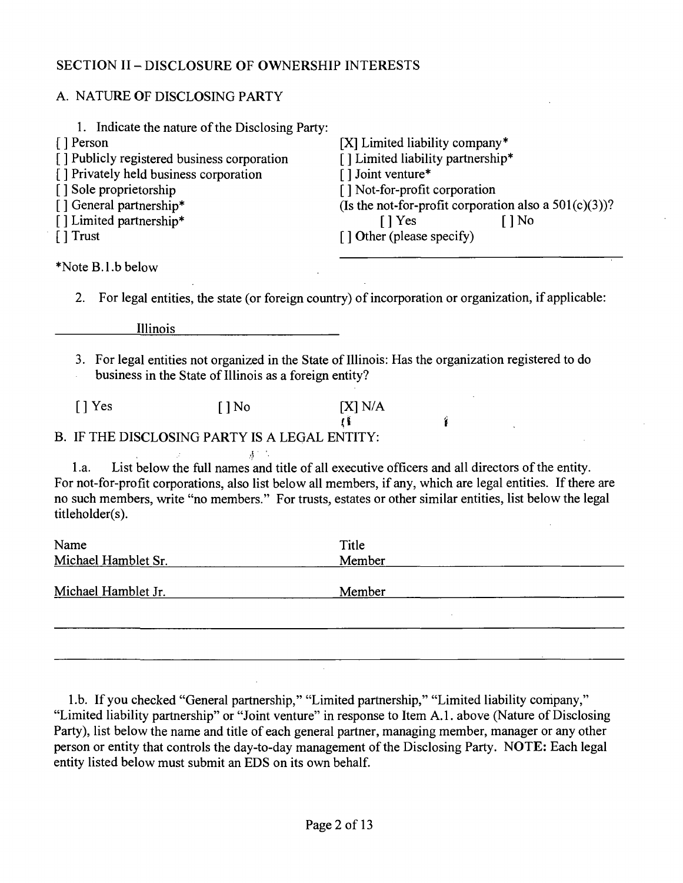## SECTION II – DISCLOSURE OF OWNERSHIP INTERESTS

### A. NATURE OF DISCLOSING PARTY

1. Indicate the nature of the Disclosing Party:

[ ] Person
[ ] Publicly registered business corporation
[ ] Privately held business corporation
[ ] Sole proprietorship
[ ] General partnership*
[ ] Limited partnership*
[ ] Trust
[X] Limited liability company*
[ ] Limited liability partnership*
[ ] Joint venture*
[ ] Not-for-profit corporation
(Is the not-for-profit corporation also a 501(c)(3))?
[ ] Yes [ ] No
[ ] Other (please specify)

*Note B.1.b below

2. For legal entities, the state (or foreign country) of incorporation or organization, if applicable:

Illinois

3. For legal entities not organized in the State of Illinois: Has the organization registered to do business in the State of Illinois as a foreign entity?

[ ] Yes [ ] No [X] N/A

### B. IF THE DISCLOSING PARTY IS A LEGAL ENTITY:

1.a. List below the full names and title of all executive officers and all directors of the entity. For not-for-profit corporations, also list below all members, if any, which are legal entities. If there are no such members, write "no members." For trusts, estates or other similar entities, list below the legal titleholder(s).

| Name | Title |
| --- | --- |
| Michael Hamblet Sr. | Member |
| Michael Hamblet Jr. | Member |

1.b. If you checked "General partnership," "Limited partnership," "Limited liability company," "Limited liability partnership" or "Joint venture" in response to Item A.1. above (Nature of Disclosing Party), list below the name and title of each general partner, managing member, manager or any other person or entity that controls the day-to-day management of the Disclosing Party. **NOTE:** Each legal entity listed below must submit an EDS on its own behalf.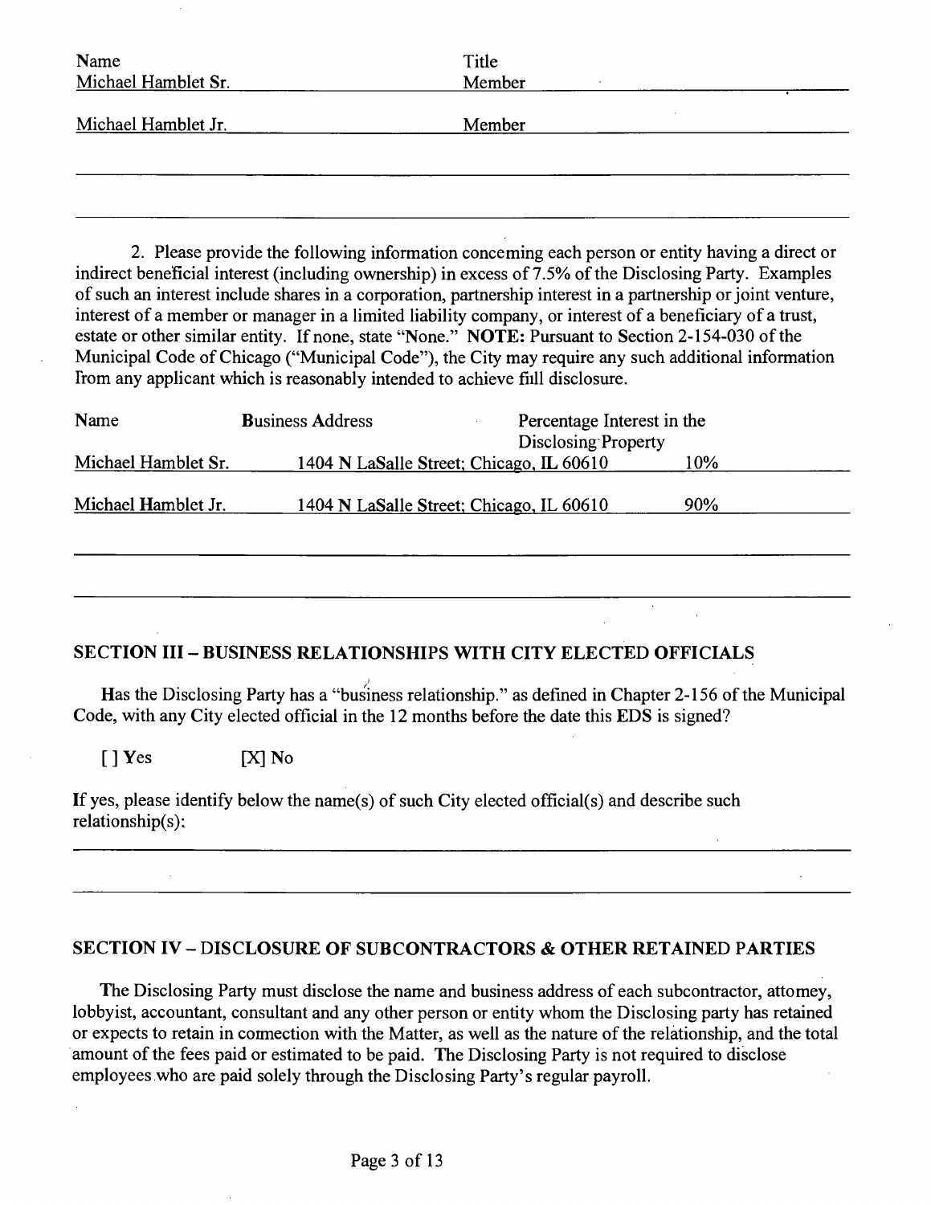| Name | Title |
| --- | --- |
| Michael Hamblet Sr. | Member |
| Michael Hamblet Jr. | Member |

2. Please provide the following information concerning each person or entity having a direct or indirect beneficial interest (including ownership) in excess of 7.5% of the Disclosing Party. Examples of such an interest include shares in a corporation, partnership interest in a partnership or joint venture, interest of a member or manager in a limited liability company, or interest of a beneficiary of a trust, estate or other similar entity. If none, state "None." **NOTE:** Pursuant to Section 2-154-030 of the Municipal Code of Chicago ("Municipal Code"), the City may require any such additional information from any applicant which is reasonably intended to achieve full disclosure.

| Name | Business Address | Percentage Interest in the Disclosing Property |
| --- | --- | --- |
| Michael Hamblet Sr. | 1404 N LaSalle Street; Chicago, IL 60610 | 10% |
| Michael Hamblet Jr. | 1404 N LaSalle Street; Chicago, IL 60610 | 90% |

## SECTION III – BUSINESS RELATIONSHIPS WITH CITY ELECTED OFFICIALS

Has the Disclosing Party has a "business relationship." as defined in Chapter 2-156 of the Municipal Code, with any City elected official in the 12 months before the date this EDS is signed?

[ ] Yes [X] No

If yes, please identify below the name(s) of such City elected official(s) and describe such relationship(s):

## SECTION IV – DISCLOSURE OF SUBCONTRACTORS & OTHER RETAINED PARTIES

The Disclosing Party must disclose the name and business address of each subcontractor, attorney, lobbyist, accountant, consultant and any other person or entity whom the Disclosing party has retained or expects to retain in connection with the Matter, as well as the nature of the relationship, and the total amount of the fees paid or estimated to be paid. The Disclosing Party is not required to disclose employees who are paid solely through the Disclosing Party's regular payroll.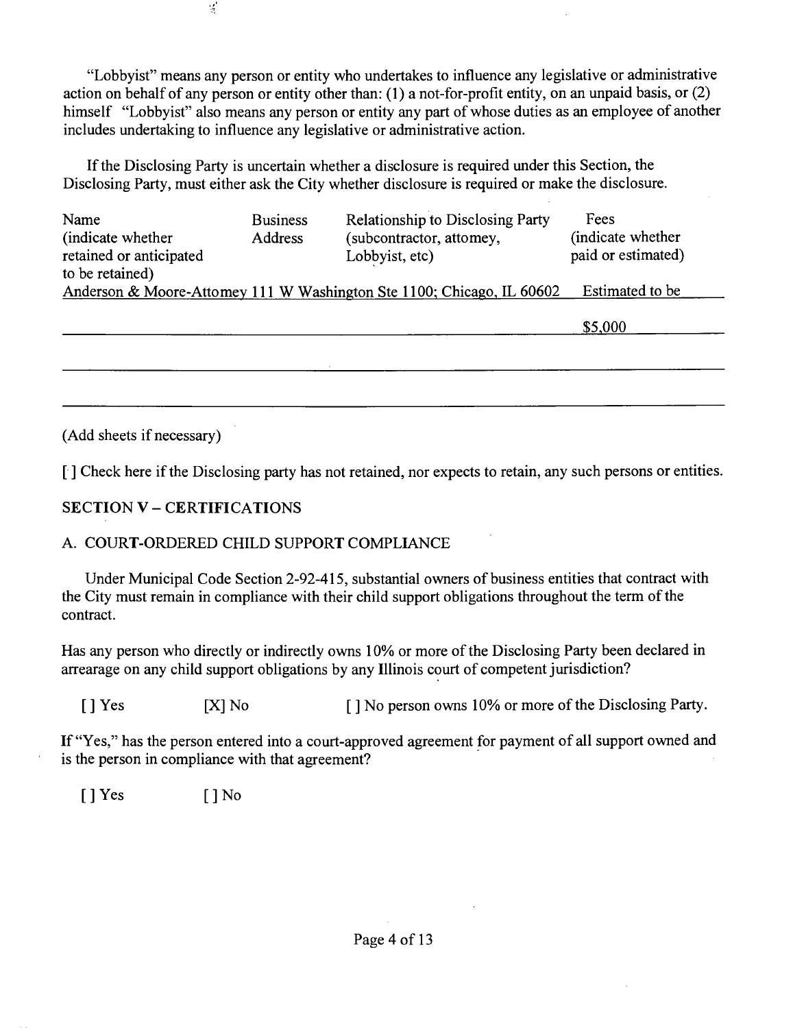"Lobbyist" means any person or entity who undertakes to influence any legislative or administrative action on behalf of any person or entity other than: (1) a not-for-profit entity, on an unpaid basis, or (2) himself "Lobbyist" also means any person or entity any part of whose duties as an employee of another includes undertaking to influence any legislative or administrative action.

If the Disclosing Party is uncertain whether a disclosure is required under this Section, the Disclosing Party, must either ask the City whether disclosure is required or make the disclosure.

| Name (indicate whether retained or anticipated to be retained) | Business Address | Relationship to Disclosing Party (subcontractor, attorney, Lobbyist, etc) | Fees (indicate whether paid or estimated) |
|---|---|---|---|
| Anderson & Moore | 111 W Washington Ste 1100; Chicago, IL 60602 | Attorney | Estimated to be $5,000 |
| | | | |
| | | | |

(Add sheets if necessary)

[ ] Check here if the Disclosing party has not retained, nor expects to retain, any such persons or entities.

## SECTION V – CERTIFICATIONS

### A. COURT-ORDERED CHILD SUPPORT COMPLIANCE

Under Municipal Code Section 2-92-415, substantial owners of business entities that contract with the City must remain in compliance with their child support obligations throughout the term of the contract.

Has any person who directly or indirectly owns 10% or more of the Disclosing Party been declared in arrearage on any child support obligations by any Illinois court of competent jurisdiction?

[ ] Yes [X] No [ ] No person owns 10% or more of the Disclosing Party.

If "Yes," has the person entered into a court-approved agreement for payment of all support owned and is the person in compliance with that agreement?

[ ] Yes [ ] No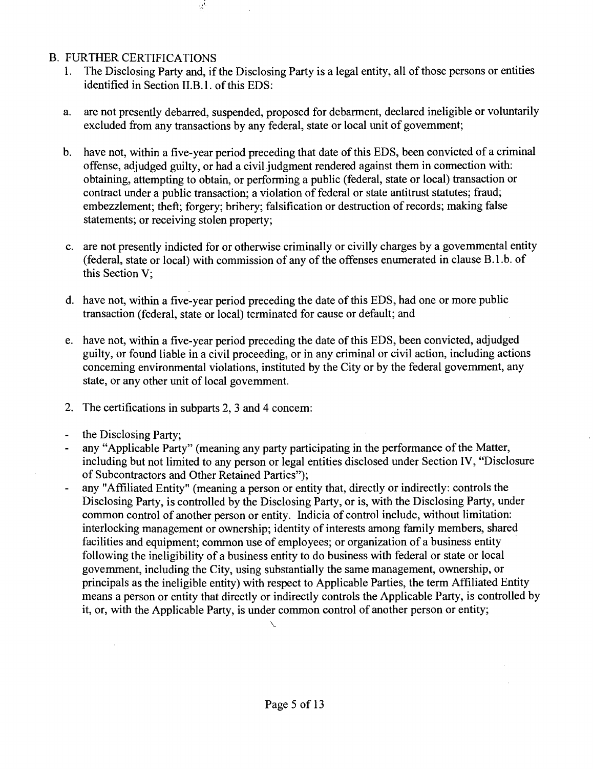## B. FURTHER CERTIFICATIONS

1. The Disclosing Party and, if the Disclosing Party is a legal entity, all of those persons or entities identified in Section II.B.1. of this EDS:

   a. are not presently debarred, suspended, proposed for debarment, declared ineligible or voluntarily excluded from any transactions by any federal, state or local unit of government;

   b. have not, within a five-year period preceding that date of this EDS, been convicted of a criminal offense, adjudged guilty, or had a civil judgment rendered against them in connection with: obtaining, attempting to obtain, or performing a public (federal, state or local) transaction or contract under a public transaction; a violation of federal or state antitrust statutes; fraud; embezzlement; theft; forgery; bribery; falsification or destruction of records; making false statements; or receiving stolen property;

   c. are not presently indicted for or otherwise criminally or civilly charges by a governmental entity (federal, state or local) with commission of any of the offenses enumerated in clause B.1.b. of this Section V;

   d. have not, within a five-year period preceding the date of this EDS, had one or more public transaction (federal, state or local) terminated for cause or default; and

   e. have not, within a five-year period preceding the date of this EDS, been convicted, adjudged guilty, or found liable in a civil proceeding, or in any criminal or civil action, including actions concerning environmental violations, instituted by the City or by the federal government, any state, or any other unit of local government.

2. The certifications in subparts 2, 3 and 4 concern:

- the Disclosing Party;
- any "Applicable Party" (meaning any party participating in the performance of the Matter, including but not limited to any person or legal entities disclosed under Section IV, "Disclosure of Subcontractors and Other Retained Parties");
- any "Affiliated Entity" (meaning a person or entity that, directly or indirectly: controls the Disclosing Party, is controlled by the Disclosing Party, or is, with the Disclosing Party, under common control of another person or entity. Indicia of control include, without limitation: interlocking management or ownership; identity of interests among family members, shared facilities and equipment; common use of employees; or organization of a business entity following the ineligibility of a business entity to do business with federal or state or local government, including the City, using substantially the same management, ownership, or principals as the ineligible entity) with respect to Applicable Parties, the term Affiliated Entity means a person or entity that directly or indirectly controls the Applicable Party, is controlled by it, or, with the Applicable Party, is under common control of another person or entity;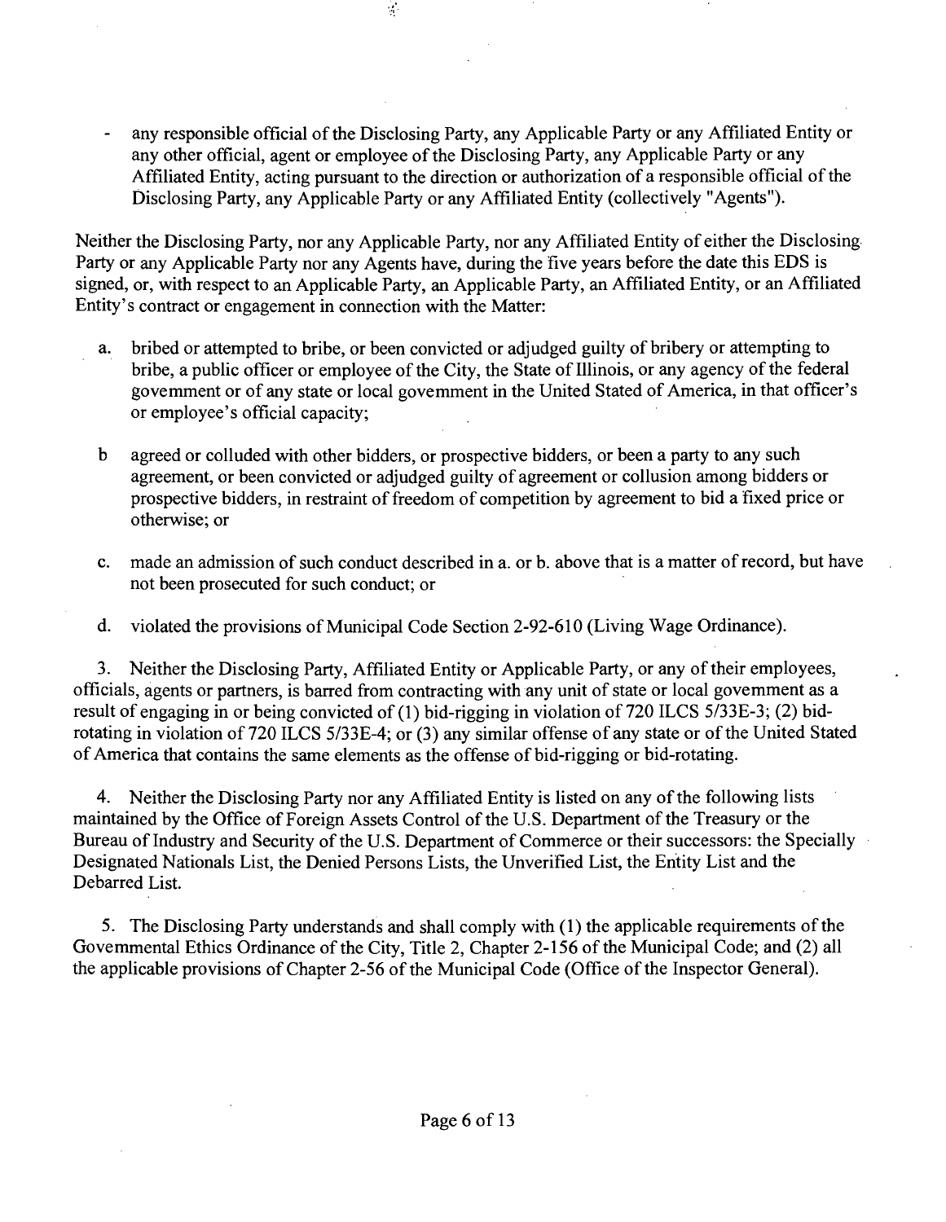- any responsible official of the Disclosing Party, any Applicable Party or any Affiliated Entity or any other official, agent or employee of the Disclosing Party, any Applicable Party or any Affiliated Entity, acting pursuant to the direction or authorization of a responsible official of the Disclosing Party, any Applicable Party or any Affiliated Entity (collectively "Agents").

Neither the Disclosing Party, nor any Applicable Party, nor any Affiliated Entity of either the Disclosing Party or any Applicable Party nor any Agents have, during the five years before the date this EDS is signed, or, with respect to an Applicable Party, an Applicable Party, an Affiliated Entity, or an Affiliated Entity's contract or engagement in connection with the Matter:

a. bribed or attempted to bribe, or been convicted or adjudged guilty of bribery or attempting to bribe, a public officer or employee of the City, the State of Illinois, or any agency of the federal government or of any state or local government in the United Stated of America, in that officer's or employee's official capacity;

b agreed or colluded with other bidders, or prospective bidders, or been a party to any such agreement, or been convicted or adjudged guilty of agreement or collusion among bidders or prospective bidders, in restraint of freedom of competition by agreement to bid a fixed price or otherwise; or

c. made an admission of such conduct described in a. or b. above that is a matter of record, but have not been prosecuted for such conduct; or

d. violated the provisions of Municipal Code Section 2-92-610 (Living Wage Ordinance).

3. Neither the Disclosing Party, Affiliated Entity or Applicable Party, or any of their employees, officials, agents or partners, is barred from contracting with any unit of state or local government as a result of engaging in or being convicted of (1) bid-rigging in violation of 720 ILCS 5/33E-3; (2) bid-rotating in violation of 720 ILCS 5/33E-4; or (3) any similar offense of any state or of the United Stated of America that contains the same elements as the offense of bid-rigging or bid-rotating.

4. Neither the Disclosing Party nor any Affiliated Entity is listed on any of the following lists maintained by the Office of Foreign Assets Control of the U.S. Department of the Treasury or the Bureau of Industry and Security of the U.S. Department of Commerce or their successors: the Specially Designated Nationals List, the Denied Persons Lists, the Unverified List, the Entity List and the Debarred List.

5. The Disclosing Party understands and shall comply with (1) the applicable requirements of the Governmental Ethics Ordinance of the City, Title 2, Chapter 2-156 of the Municipal Code; and (2) all the applicable provisions of Chapter 2-56 of the Municipal Code (Office of the Inspector General).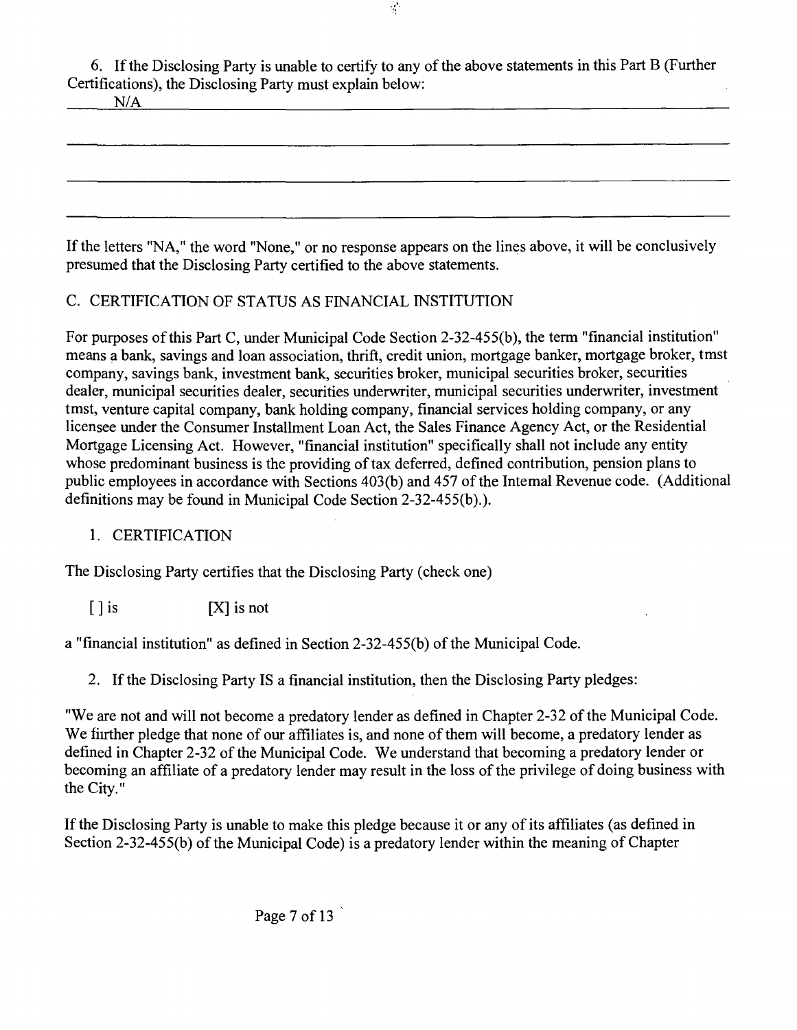6. If the Disclosing Party is unable to certify to any of the above statements in this Part B (Further Certifications), the Disclosing Party must explain below:

N/A

If the letters "NA," the word "None," or no response appears on the lines above, it will be conclusively presumed that the Disclosing Party certified to the above statements.

C. CERTIFICATION OF STATUS AS FINANCIAL INSTITUTION

For purposes of this Part C, under Municipal Code Section 2-32-455(b), the term "financial institution" means a bank, savings and loan association, thrift, credit union, mortgage banker, mortgage broker, tmst company, savings bank, investment bank, securities broker, municipal securities broker, securities dealer, municipal securities dealer, securities underwriter, municipal securities underwriter, investment tmst, venture capital company, bank holding company, financial services holding company, or any licensee under the Consumer Installment Loan Act, the Sales Finance Agency Act, or the Residential Mortgage Licensing Act. However, "financial institution" specifically shall not include any entity whose predominant business is the providing of tax deferred, defined contribution, pension plans to public employees in accordance with Sections 403(b) and 457 of the Intemal Revenue code. (Additional definitions may be found in Municipal Code Section 2-32-455(b).).

1. CERTIFICATION

The Disclosing Party certifies that the Disclosing Party (check one)

[ ] is [X] is not

a "financial institution" as defined in Section 2-32-455(b) of the Municipal Code.

2. If the Disclosing Party IS a financial institution, then the Disclosing Party pledges:

"We are not and will not become a predatory lender as defined in Chapter 2-32 of the Municipal Code. We fiirther pledge that none of our affiliates is, and none of them will become, a predatory lender as defined in Chapter 2-32 of the Municipal Code. We understand that becoming a predatory lender or becoming an affiliate of a predatory lender may result in the loss of the privilege of doing business with the City."

If the Disclosing Party is unable to make this pledge because it or any of its affiliates (as defined in Section 2-32-455(b) of the Municipal Code) is a predatory lender within the meaning of Chapter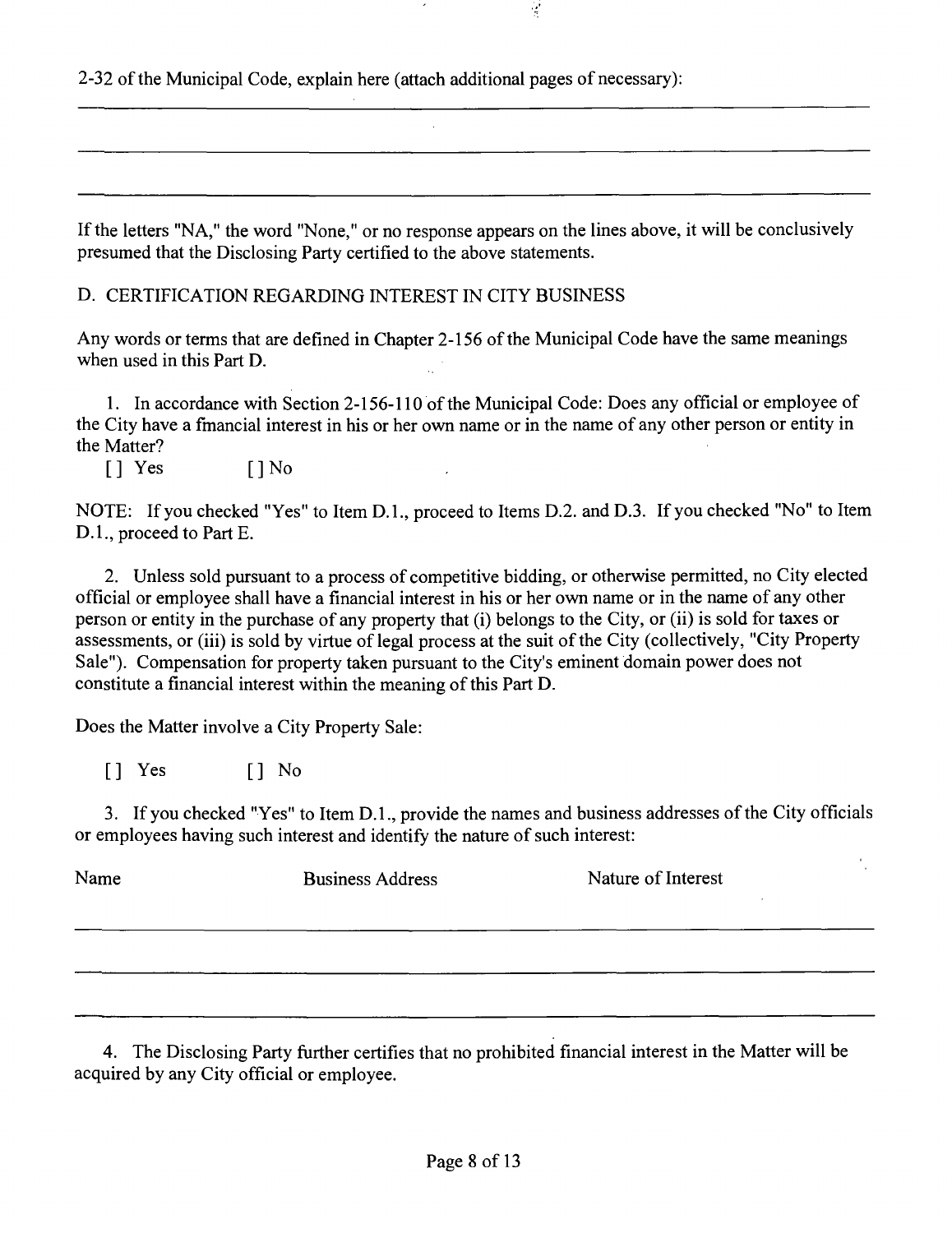2-32 of the Municipal Code, explain here (attach additional pages of necessary):

___

___

___

If the letters "NA," the word "None," or no response appears on the lines above, it will be conclusively presumed that the Disclosing Party certified to the above statements.

D. CERTIFICATION REGARDING INTEREST IN CITY BUSINESS

Any words or terms that are defined in Chapter 2-156 of the Municipal Code have the same meanings when used in this Part D.

1. In accordance with Section 2-156-110 of the Municipal Code: Does any official or employee of the City have a financial interest in his or her own name or in the name of any other person or entity in the Matter?

[] Yes  [] No

NOTE: If you checked "Yes" to Item D.1., proceed to Items D.2. and D.3. If you checked "No" to Item D.1., proceed to Part E.

2. Unless sold pursuant to a process of competitive bidding, or otherwise permitted, no City elected official or employee shall have a financial interest in his or her own name or in the name of any other person or entity in the purchase of any property that (i) belongs to the City, or (ii) is sold for taxes or assessments, or (iii) is sold by virtue of legal process at the suit of the City (collectively, "City Property Sale"). Compensation for property taken pursuant to the City's eminent domain power does not constitute a financial interest within the meaning of this Part D.

Does the Matter involve a City Property Sale:

[] Yes  [] No

3. If you checked "Yes" to Item D.1., provide the names and business addresses of the City officials or employees having such interest and identify the nature of such interest:

| Name | Business Address | Nature of Interest |
|---|---|---|
| | | |
| | | |
| | | |

4. The Disclosing Party further certifies that no prohibited financial interest in the Matter will be acquired by any City official or employee.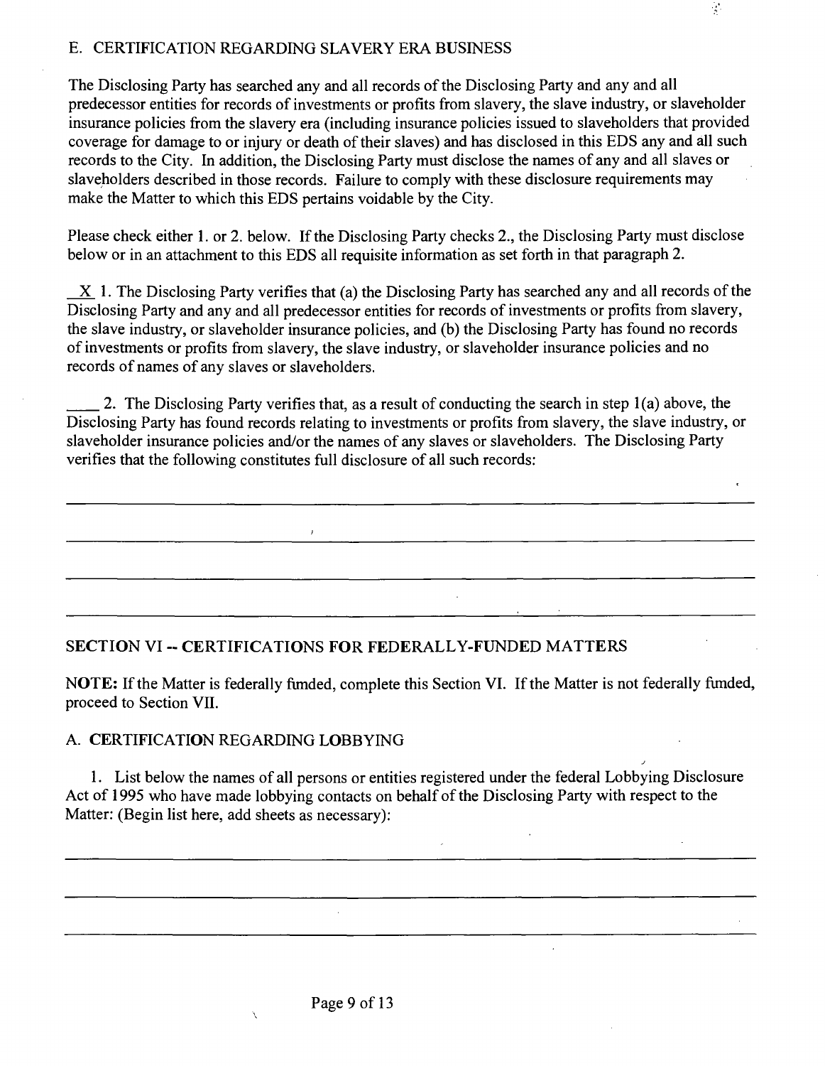## E. CERTIFICATION REGARDING SLAVERY ERA BUSINESS

The Disclosing Party has searched any and all records of the Disclosing Party and any and all predecessor entities for records of investments or profits from slavery, the slave industry, or slaveholder insurance policies from the slavery era (including insurance policies issued to slaveholders that provided coverage for damage to or injury or death of their slaves) and has disclosed in this EDS any and all such records to the City. In addition, the Disclosing Party must disclose the names of any and all slaves or slaveholders described in those records. Failure to comply with these disclosure requirements may make the Matter to which this EDS pertains voidable by the City.

Please check either 1. or 2. below. If the Disclosing Party checks 2., the Disclosing Party must disclose below or in an attachment to this EDS all requisite information as set forth in that paragraph 2.

\_X\_ 1. The Disclosing Party verifies that (a) the Disclosing Party has searched any and all records of the Disclosing Party and any and all predecessor entities for records of investments or profits from slavery, the slave industry, or slaveholder insurance policies, and (b) the Disclosing Party has found no records of investments or profits from slavery, the slave industry, or slaveholder insurance policies and no records of names of any slaves or slaveholders.

\_\_\_\_ 2. The Disclosing Party verifies that, as a result of conducting the search in step 1(a) above, the Disclosing Party has found records relating to investments or profits from slavery, the slave industry, or slaveholder insurance policies and/or the names of any slaves or slaveholders. The Disclosing Party verifies that the following constitutes full disclosure of all such records:

\_\_\_\_\_\_\_\_\_\_\_\_\_\_\_\_\_\_\_\_\_\_\_\_\_\_\_\_\_\_\_\_\_\_\_\_\_\_\_\_\_\_\_\_\_\_\_\_\_\_\_\_\_\_\_\_\_\_\_\_\_\_\_\_\_\_\_\_\_\_\_\_

\_\_\_\_\_\_\_\_\_\_\_\_\_\_\_\_\_\_\_\_\_\_\_\_\_\_\_\_\_\_\_\_\_\_\_\_\_\_\_\_\_\_\_\_\_\_\_\_\_\_\_\_\_\_\_\_\_\_\_\_\_\_\_\_\_\_\_\_\_\_\_\_

\_\_\_\_\_\_\_\_\_\_\_\_\_\_\_\_\_\_\_\_\_\_\_\_\_\_\_\_\_\_\_\_\_\_\_\_\_\_\_\_\_\_\_\_\_\_\_\_\_\_\_\_\_\_\_\_\_\_\_\_\_\_\_\_\_\_\_\_\_\_\_\_

\_\_\_\_\_\_\_\_\_\_\_\_\_\_\_\_\_\_\_\_\_\_\_\_\_\_\_\_\_\_\_\_\_\_\_\_\_\_\_\_\_\_\_\_\_\_\_\_\_\_\_\_\_\_\_\_\_\_\_\_\_\_\_\_\_\_\_\_\_\_\_\_

## SECTION VI -- CERTIFICATIONS FOR FEDERALLY-FUNDED MATTERS

**NOTE:** If the Matter is federally fimded, complete this Section VI. If the Matter is not federally fimded, proceed to Section VII.

### A. CERTIFICATION REGARDING LOBBYING

1. List below the names of all persons or entities registered under the federal Lobbying Disclosure Act of 1995 who have made lobbying contacts on behalf of the Disclosing Party with respect to the Matter: (Begin list here, add sheets as necessary):

\_\_\_\_\_\_\_\_\_\_\_\_\_\_\_\_\_\_\_\_\_\_\_\_\_\_\_\_\_\_\_\_\_\_\_\_\_\_\_\_\_\_\_\_\_\_\_\_\_\_\_\_\_\_\_\_\_\_\_\_\_\_\_\_\_\_\_\_\_\_\_\_

\_\_\_\_\_\_\_\_\_\_\_\_\_\_\_\_\_\_\_\_\_\_\_\_\_\_\_\_\_\_\_\_\_\_\_\_\_\_\_\_\_\_\_\_\_\_\_\_\_\_\_\_\_\_\_\_\_\_\_\_\_\_\_\_\_\_\_\_\_\_\_\_

\_\_\_\_\_\_\_\_\_\_\_\_\_\_\_\_\_\_\_\_\_\_\_\_\_\_\_\_\_\_\_\_\_\_\_\_\_\_\_\_\_\_\_\_\_\_\_\_\_\_\_\_\_\_\_\_\_\_\_\_\_\_\_\_\_\_\_\_\_\_\_\_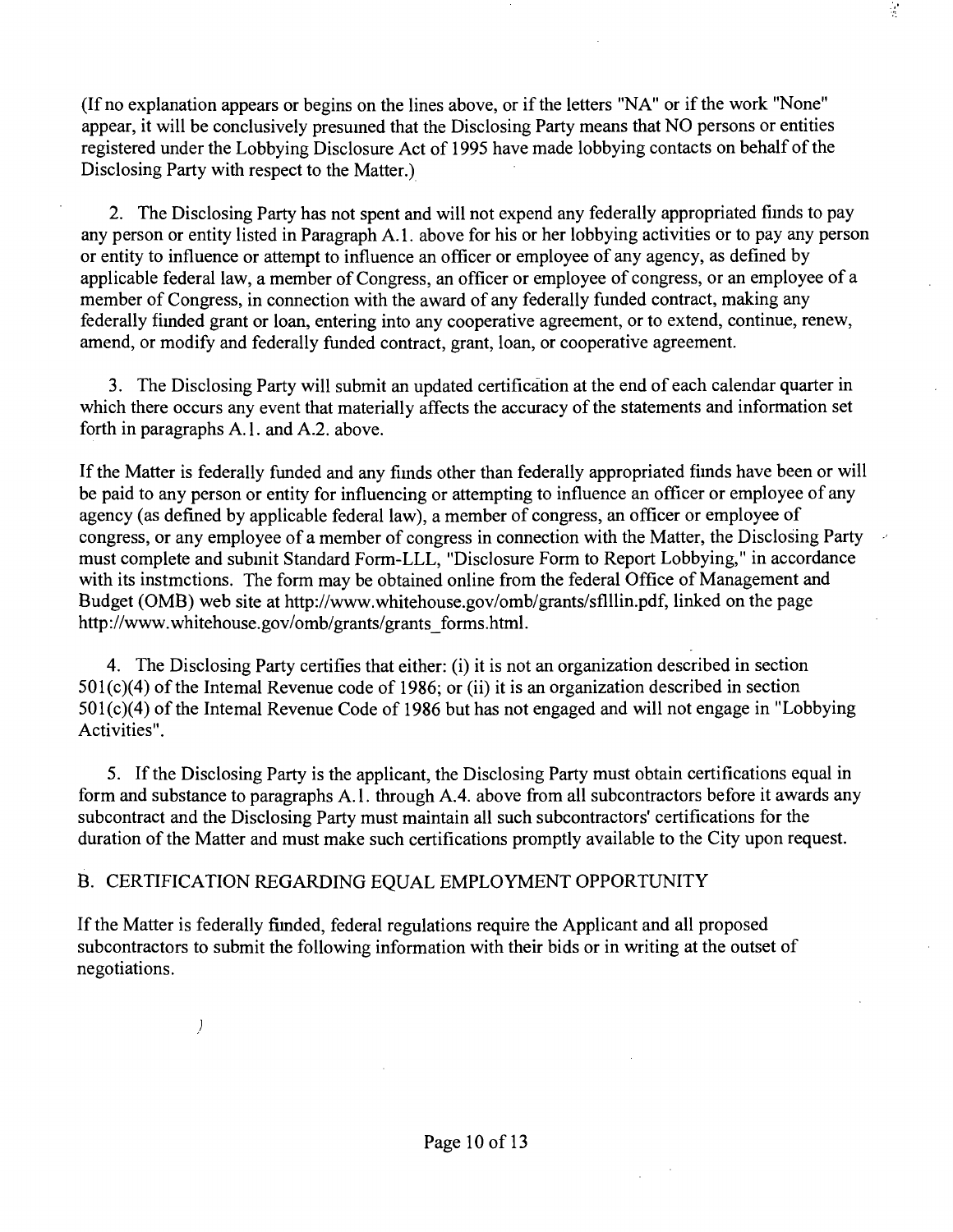(If no explanation appears or begins on the lines above, or if the letters "NA" or if the work "None" appear, it will be conclusively presumed that the Disclosing Party means that NO persons or entities registered under the Lobbying Disclosure Act of 1995 have made lobbying contacts on behalf of the Disclosing Party with respect to the Matter.)

2. The Disclosing Party has not spent and will not expend any federally appropriated finds to pay any person or entity listed in Paragraph A.1. above for his or her lobbying activities or to pay any person or entity to influence or attempt to influence an officer or employee of any agency, as defined by applicable federal law, a member of Congress, an officer or employee of congress, or an employee of a member of Congress, in connection with the award of any federally funded contract, making any federally finded grant or loan, entering into any cooperative agreement, or to extend, continue, renew, amend, or modify and federally funded contract, grant, loan, or cooperative agreement.

3. The Disclosing Party will submit an updated certification at the end of each calendar quarter in which there occurs any event that materially affects the accuracy of the statements and information set forth in paragraphs A.1. and A.2. above.

If the Matter is federally funded and any finds other than federally appropriated finds have been or will be paid to any person or entity for influencing or attempting to influence an officer or employee of any agency (as defined by applicable federal law), a member of congress, an officer or employee of congress, or any employee of a member of congress in connection with the Matter, the Disclosing Party must complete and submit Standard Form-LLL, "Disclosure Form to Report Lobbying," in accordance with its instmctions. The form may be obtained online from the federal Office of Management and Budget (OMB) web site at http://www.whitehouse.gov/omb/grants/sflllin.pdf, linked on the page http://www.whitehouse.gov/omb/grants/grants_forms.html.

4. The Disclosing Party certifies that either: (i) it is not an organization described in section 501(c)(4) of the Intemal Revenue code of 1986; or (ii) it is an organization described in section 501(c)(4) of the Intemal Revenue Code of 1986 but has not engaged and will not engage in "Lobbying Activities".

5. If the Disclosing Party is the applicant, the Disclosing Party must obtain certifications equal in form and substance to paragraphs A.1. through A.4. above from all subcontractors before it awards any subcontract and the Disclosing Party must maintain all such subcontractors' certifications for the duration of the Matter and must make such certifications promptly available to the City upon request.

B. CERTIFICATION REGARDING EQUAL EMPLOYMENT OPPORTUNITY

If the Matter is federally finded, federal regulations require the Applicant and all proposed subcontractors to submit the following information with their bids or in writing at the outset of negotiations.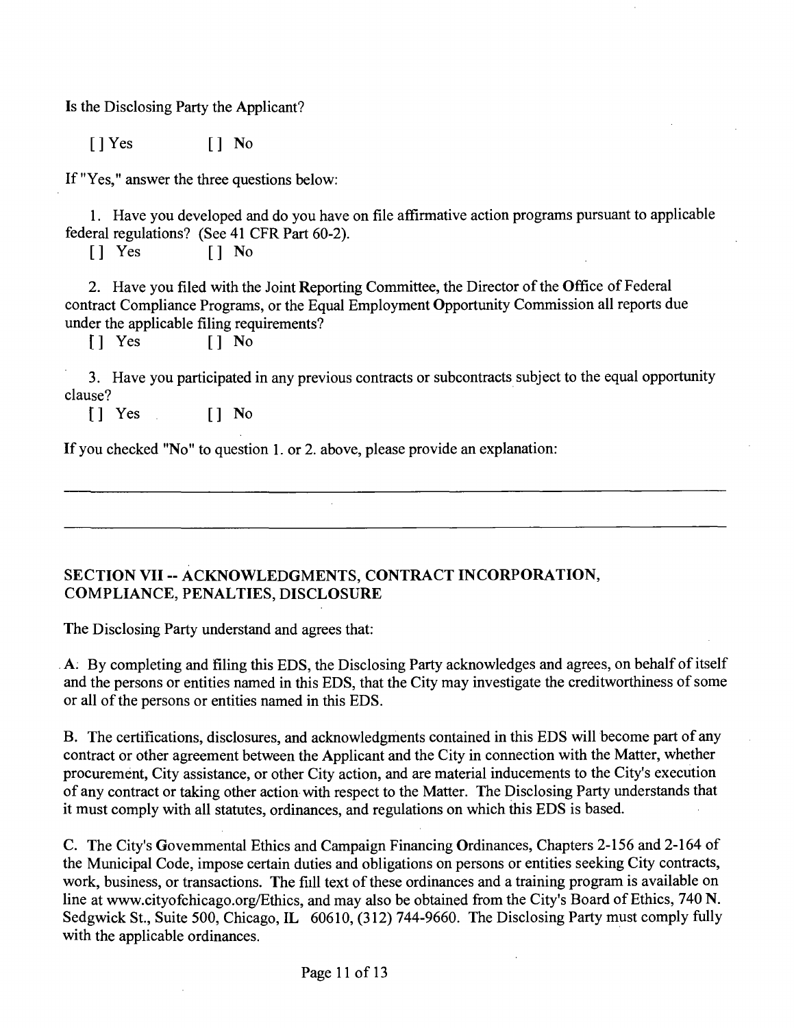Is the Disclosing Party the Applicant?

[ ] Yes [ ] No

If "Yes," answer the three questions below:

1. Have you developed and do you have on file affirmative action programs pursuant to applicable federal regulations? (See 41 CFR Part 60-2).

[ ] Yes [ ] No

2. Have you filed with the Joint Reporting Committee, the Director of the Office of Federal contract Compliance Programs, or the Equal Employment Opportunity Commission all reports due under the applicable filing requirements?

[ ] Yes [ ] No

3. Have you participated in any previous contracts or subcontracts subject to the equal opportunity clause?

[ ] Yes [ ] No

If you checked "No" to question 1. or 2. above, please provide an explanation:

---

---

## SECTION VII -- ACKNOWLEDGMENTS, CONTRACT INCORPORATION, COMPLIANCE, PENALTIES, DISCLOSURE

The Disclosing Party understand and agrees that:

A. By completing and filing this EDS, the Disclosing Party acknowledges and agrees, on behalf of itself and the persons or entities named in this EDS, that the City may investigate the creditworthiness of some or all of the persons or entities named in this EDS.

B. The certifications, disclosures, and acknowledgments contained in this EDS will become part of any contract or other agreement between the Applicant and the City in connection with the Matter, whether procurement, City assistance, or other City action, and are material inducements to the City's execution of any contract or taking other action with respect to the Matter. The Disclosing Party understands that it must comply with all statutes, ordinances, and regulations on which this EDS is based.

C. The City's Governmental Ethics and Campaign Financing Ordinances, Chapters 2-156 and 2-164 of the Municipal Code, impose certain duties and obligations on persons or entities seeking City contracts, work, business, or transactions. The full text of these ordinances and a training program is available on line at www.cityofchicago.org/Ethics, and may also be obtained from the City's Board of Ethics, 740 N. Sedgwick St., Suite 500, Chicago, IL 60610, (312) 744-9660. The Disclosing Party must comply fully with the applicable ordinances.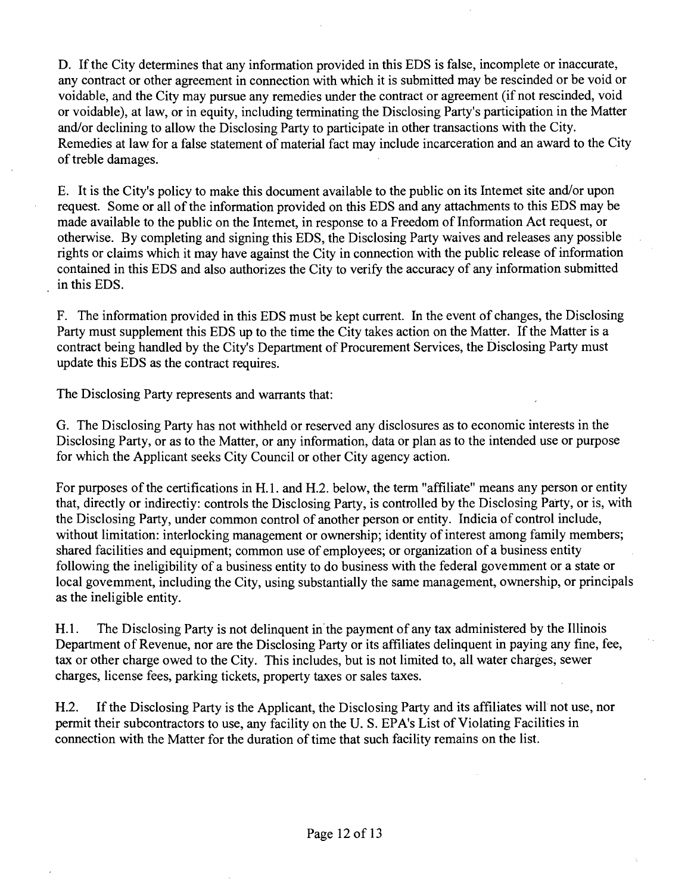D. If the City determines that any information provided in this EDS is false, incomplete or inaccurate, any contract or other agreement in connection with which it is submitted may be rescinded or be void or voidable, and the City may pursue any remedies under the contract or agreement (if not rescinded, void or voidable), at law, or in equity, including terminating the Disclosing Party's participation in the Matter and/or declining to allow the Disclosing Party to participate in other transactions with the City. Remedies at law for a false statement of material fact may include incarceration and an award to the City of treble damages.

E. It is the City's policy to make this document available to the public on its Intemet site and/or upon request. Some or all of the information provided on this EDS and any attachments to this EDS may be made available to the public on the Intemet, in response to a Freedom of Information Act request, or otherwise. By completing and signing this EDS, the Disclosing Party waives and releases any possible rights or claims which it may have against the City in connection with the public release of information contained in this EDS and also authorizes the City to verify the accuracy of any information submitted in this EDS.

F. The information provided in this EDS must be kept current. In the event of changes, the Disclosing Party must supplement this EDS up to the time the City takes action on the Matter. If the Matter is a contract being handled by the City's Department of Procurement Services, the Disclosing Party must update this EDS as the contract requires.

The Disclosing Party represents and warrants that:

G. The Disclosing Party has not withheld or reserved any disclosures as to economic interests in the Disclosing Party, or as to the Matter, or any information, data or plan as to the intended use or purpose for which the Applicant seeks City Council or other City agency action.

For purposes of the certifications in H.1. and H.2. below, the term "affiliate" means any person or entity that, directly or indirectiy: controls the Disclosing Party, is controlled by the Disclosing Party, or is, with the Disclosing Party, under common control of another person or entity. Indicia of control include, without limitation: interlocking management or ownership; identity of interest among family members; shared facilities and equipment; common use of employees; or organization of a business entity following the ineligibility of a business entity to do business with the federal govemment or a state or local govemment, including the City, using substantially the same management, ownership, or principals as the ineligible entity.

H.1. The Disclosing Party is not delinquent in the payment of any tax administered by the Illinois Department of Revenue, nor are the Disclosing Party or its affiliates delinquent in paying any fine, fee, tax or other charge owed to the City. This includes, but is not limited to, all water charges, sewer charges, license fees, parking tickets, property taxes or sales taxes.

H.2. If the Disclosing Party is the Applicant, the Disclosing Party and its affiliates will not use, nor permit their subcontractors to use, any facility on the U. S. EPA's List of Violating Facilities in connection with the Matter for the duration of time that such facility remains on the list.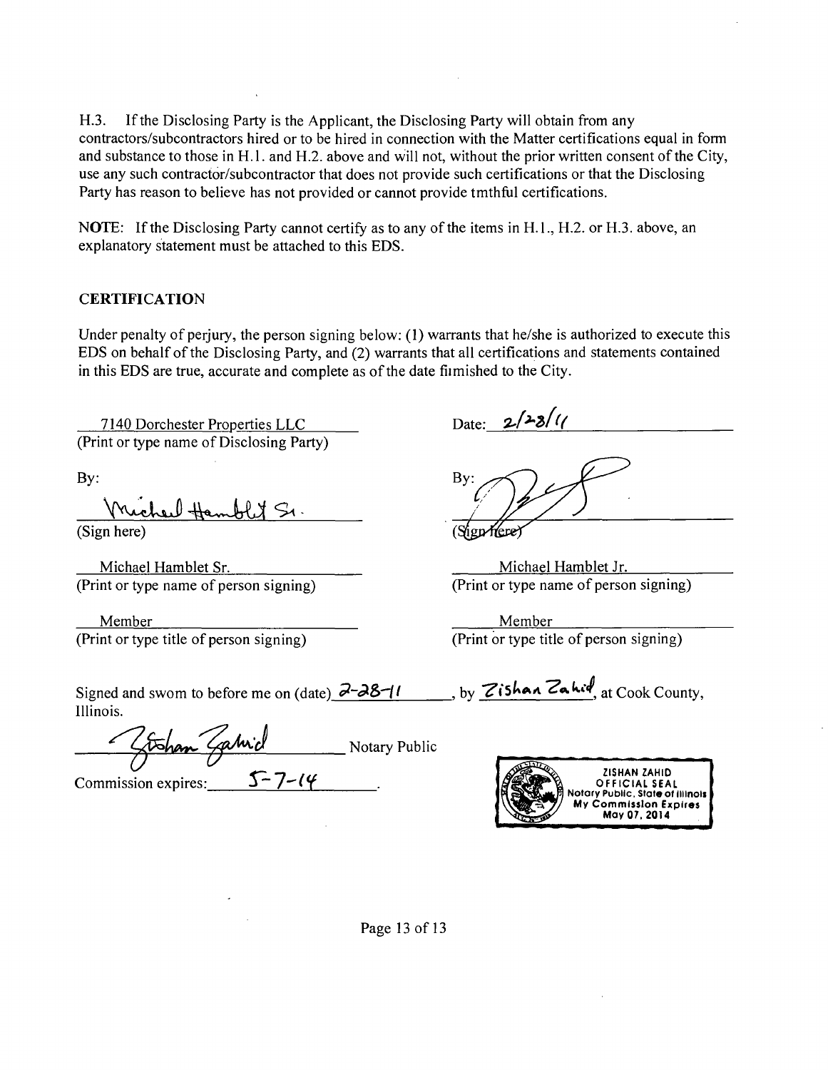H.3. If the Disclosing Party is the Applicant, the Disclosing Party will obtain from any contractors/subcontractors hired or to be hired in connection with the Matter certifications equal in form and substance to those in H.1. and H.2. above and will not, without the prior written consent of the City, use any such contractor/subcontractor that does not provide such certifications or that the Disclosing Party has reason to believe has not provided or cannot provide tmthful certifications.

NOTE: If the Disclosing Party cannot certify as to any of the items in H.1., H.2. or H.3. above, an explanatory statement must be attached to this EDS.

### CERTIFICATION

Under penalty of perjury, the person signing below: (1) warrants that he/she is authorized to execute this EDS on behalf of the Disclosing Party, and (2) warrants that all certifications and statements contained in this EDS are true, accurate and complete as of the date fiimished to the City.

7140 Dorchester Properties LLC
(Print or type name of Disclosing Party)

Date: 2/28/11

By: Michael Hamblet Sr.
(Sign here)

Michael Hamblet Sr.
(Print or type name of person signing)

Member
(Print or type title of person signing)

By: [signature]
(Sign here)

Michael Hamblet Jr.
(Print or type name of person signing)

Member
(Print or type title of person signing)

Signed and swom to before me on (date) 2-28-11, by Zishan Zahid, at Cook County, Illinois.

Zishan Zahid Notary Public

Commission expires: 5-7-14.

ZISHAN ZAHID
OFFICIAL SEAL
Notary Public, State of Illinois
My Commission Expires
May 07, 2014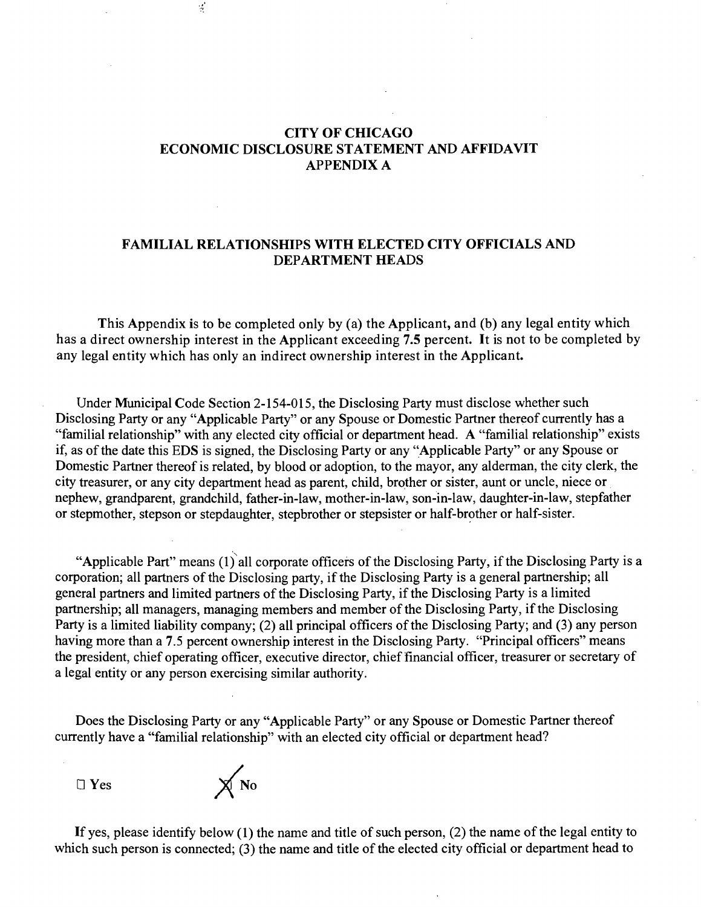# CITY OF CHICAGO
# ECONOMIC DISCLOSURE STATEMENT AND AFFIDAVIT
# APPENDIX A

## FAMILIAL RELATIONSHIPS WITH ELECTED CITY OFFICIALS AND DEPARTMENT HEADS

This Appendix is to be completed only by (a) the Applicant, and (b) any legal entity which has a direct ownership interest in the Applicant exceeding 7.5 percent. It is not to be completed by any legal entity which has only an indirect ownership interest in the Applicant.

Under Municipal Code Section 2-154-015, the Disclosing Party must disclose whether such Disclosing Party or any "Applicable Party" or any Spouse or Domestic Partner thereof currently has a "familial relationship" with any elected city official or department head. A "familial relationship" exists if, as of the date this EDS is signed, the Disclosing Party or any "Applicable Party" or any Spouse or Domestic Partner thereof is related, by blood or adoption, to the mayor, any alderman, the city clerk, the city treasurer, or any city department head as parent, child, brother or sister, aunt or uncle, niece or nephew, grandparent, grandchild, father-in-law, mother-in-law, son-in-law, daughter-in-law, stepfather or stepmother, stepson or stepdaughter, stepbrother or stepsister or half-brother or half-sister.

"Applicable Part" means (1) all corporate officers of the Disclosing Party, if the Disclosing Party is a corporation; all partners of the Disclosing party, if the Disclosing Party is a general partnership; all general partners and limited partners of the Disclosing Party, if the Disclosing Party is a limited partnership; all managers, managing members and member of the Disclosing Party, if the Disclosing Party is a limited liability company; (2) all principal officers of the Disclosing Party; and (3) any person having more than a 7.5 percent ownership interest in the Disclosing Party. "Principal officers" means the president, chief operating officer, executive director, chief financial officer, treasurer or secretary of a legal entity or any person exercising similar authority.

Does the Disclosing Party or any "Applicable Party" or any Spouse or Domestic Partner thereof currently have a "familial relationship" with an elected city official or department head?

☐ Yes ☒ No

If yes, please identify below (1) the name and title of such person, (2) the name of the legal entity to which such person is connected; (3) the name and title of the elected city official or department head to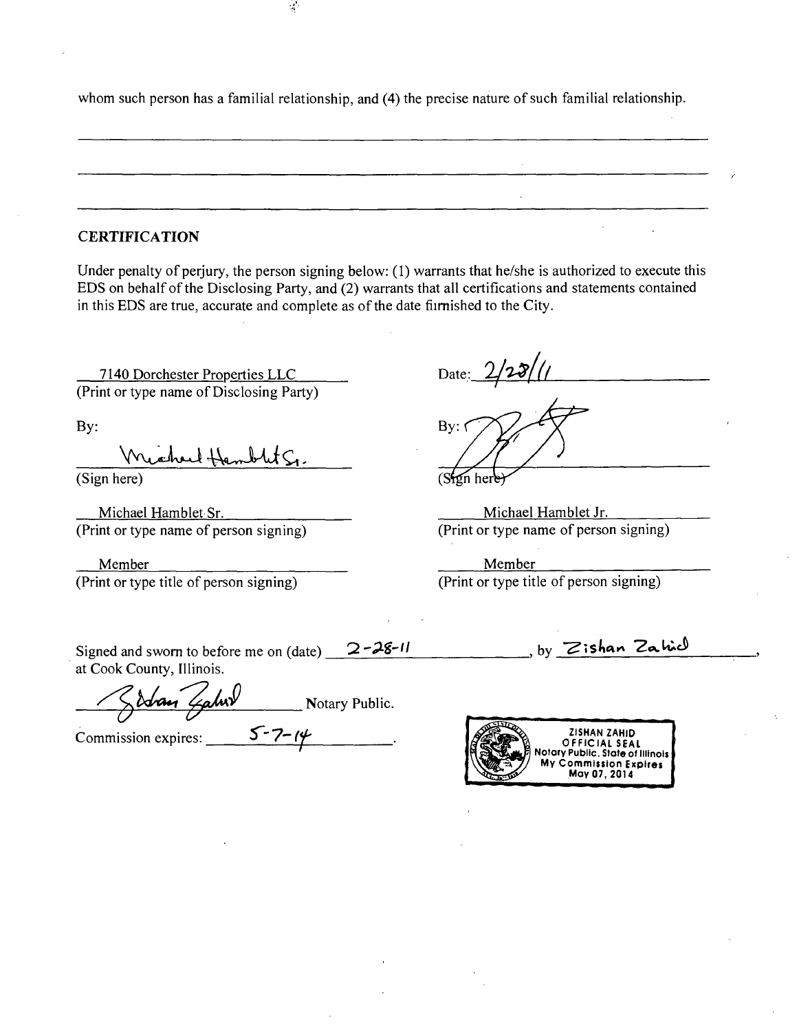whom such person has a familial relationship, and (4) the precise nature of such familial relationship.

## CERTIFICATION

Under penalty of perjury, the person signing below: (1) warrants that he/she is authorized to execute this EDS on behalf of the Disclosing Party, and (2) warrants that all certifications and statements contained in this EDS are true, accurate and complete as of the date furnished to the City.

7140 Dorchester Properties LLC
(Print or type name of Disclosing Party)

Date: 2/28/11

By:

Michael Hamblet Sr.
(Sign here)

By:

(Sign here)

Michael Hamblet Sr.
(Print or type name of person signing)

Michael Hamblet Jr.
(Print or type name of person signing)

Member
(Print or type title of person signing)

Member
(Print or type title of person signing)

Signed and sworn to before me on (date) 2-28-11, by Zishan Zahid, at Cook County, Illinois.

Zishan Zahid Notary Public.

Commission expires: 5-7-14.

ZISHAN ZAHID
OFFICIAL SEAL
Notary Public, State of Illinois
My Commission Expires
May 07, 2014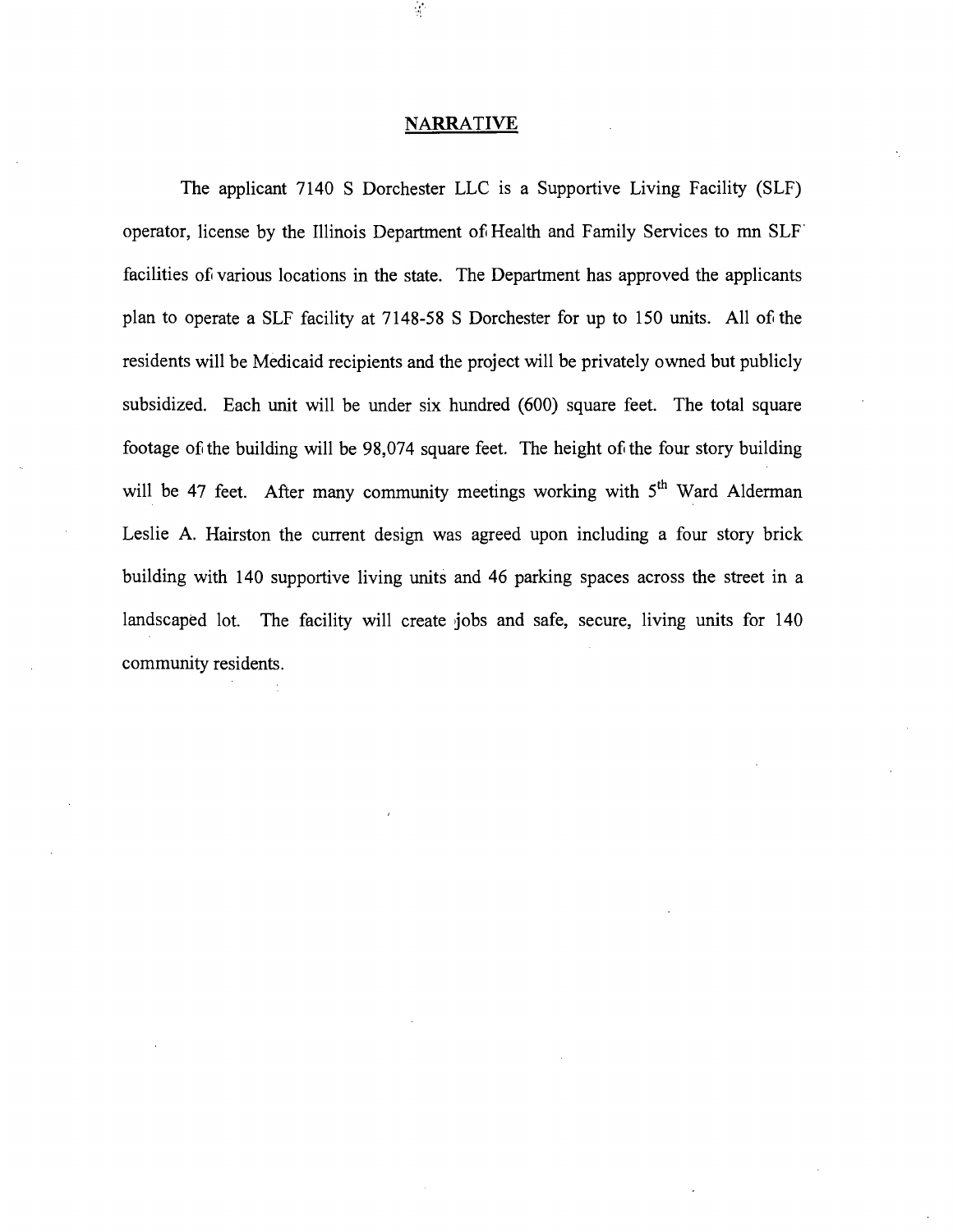## NARRATIVE

The applicant 7140 S Dorchester LLC is a Supportive Living Facility (SLF) operator, license by the Illinois Department of Health and Family Services to mn SLF facilities of various locations in the state. The Department has approved the applicants plan to operate a SLF facility at 7148-58 S Dorchester for up to 150 units. All of the residents will be Medicaid recipients and the project will be privately owned but publicly subsidized. Each unit will be under six hundred (600) square feet. The total square footage of the building will be 98,074 square feet. The height of the four story building will be 47 feet. After many community meetings working with 5th Ward Alderman Leslie A. Hairston the current design was agreed upon including a four story brick building with 140 supportive living units and 46 parking spaces across the street in a landscaped lot. The facility will create jobs and safe, secure, living units for 140 community residents.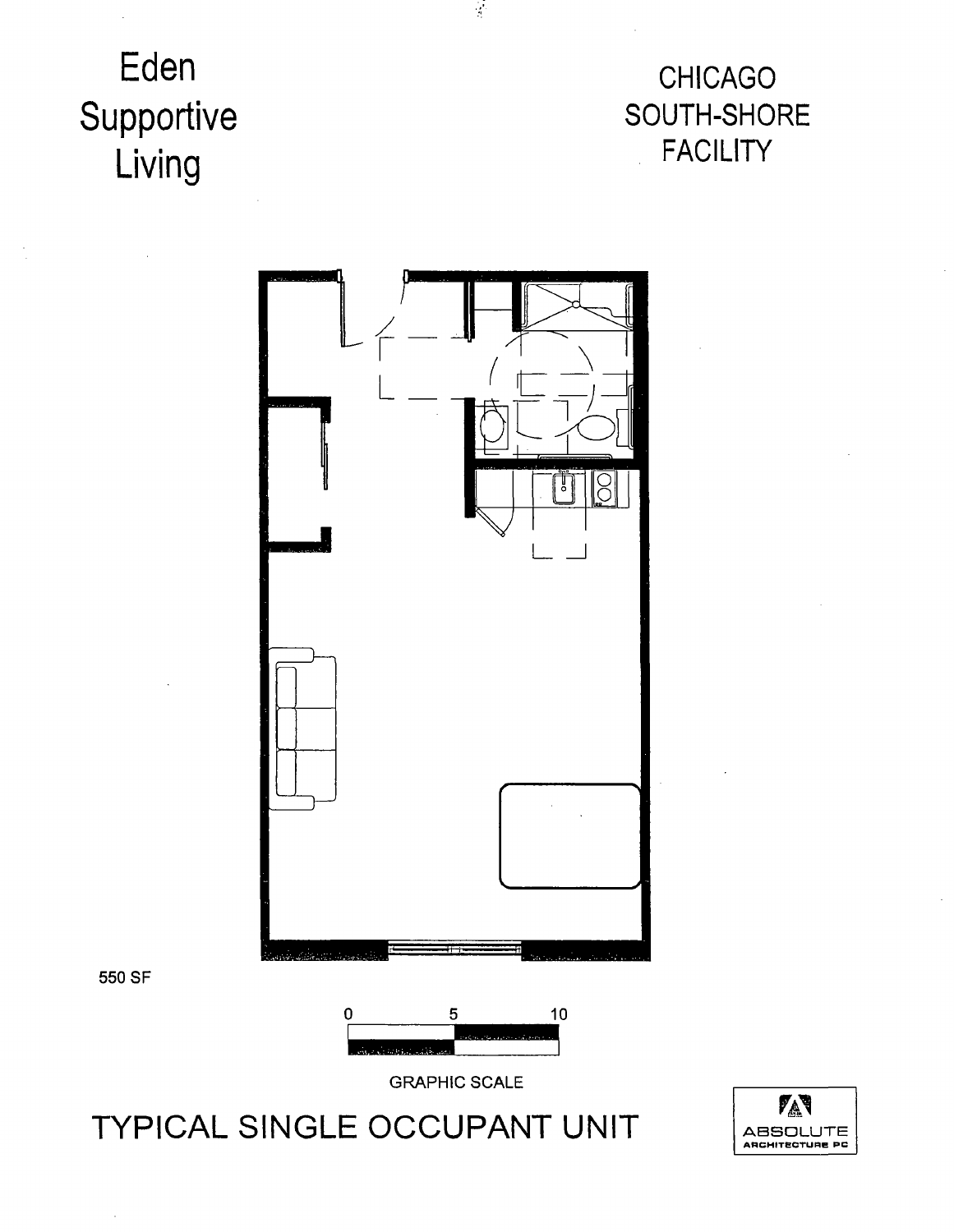Eden Supportive Living

CHICAGO SOUTH-SHORE FACILITY

550 SF

0 5 10

GRAPHIC SCALE

# TYPICAL SINGLE OCCUPANT UNIT

ABSOLUTE ARCHITECTURE PC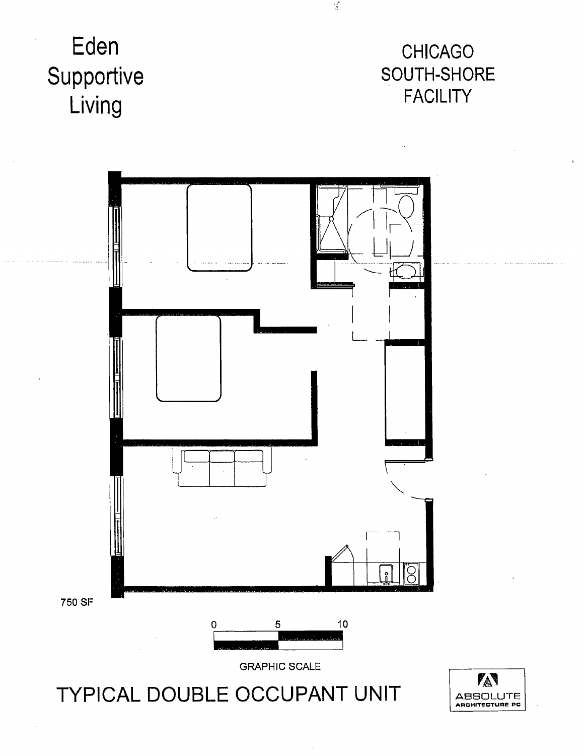Eden Supportive Living

CHICAGO SOUTH-SHORE FACILITY

750 SF

0 5 10

GRAPHIC SCALE

# TYPICAL DOUBLE OCCUPANT UNIT

ABSOLUTE ARCHITECTURE PC